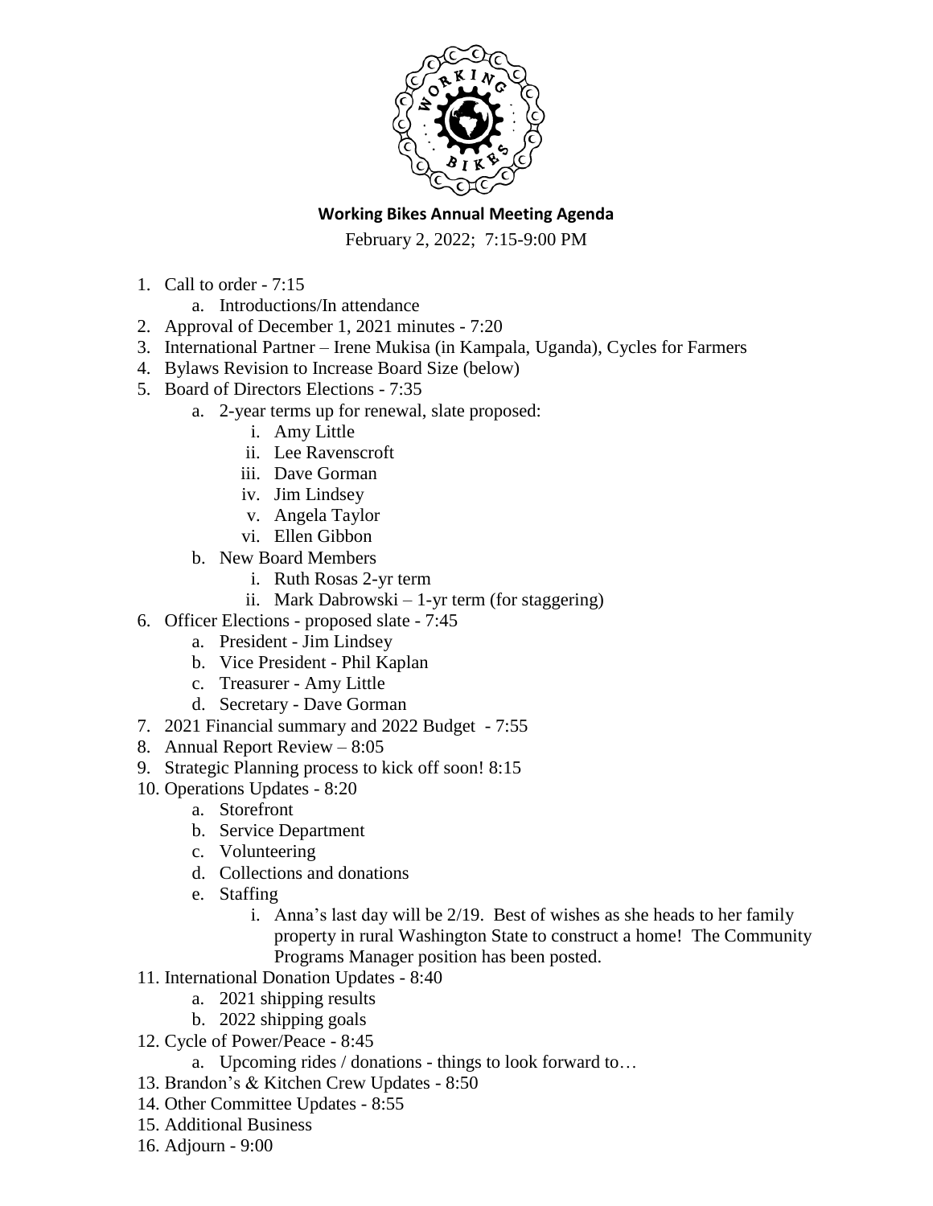# Working Bikes Annual Meeting Agenda

February 2, 2022; 7:15-9:00 PM

1. Call to order - 7:15
   a. Introductions/In attendance
2. Approval of December 1, 2021 minutes - 7:20
3. International Partner – Irene Mukisa (in Kampala, Uganda), Cycles for Farmers
4. Bylaws Revision to Increase Board Size (below)
5. Board of Directors Elections - 7:35
   a. 2-year terms up for renewal, slate proposed:
      i. Amy Little
      ii. Lee Ravenscroft
      iii. Dave Gorman
      iv. Jim Lindsey
      v. Angela Taylor
      vi. Ellen Gibbon
   b. New Board Members
      i. Ruth Rosas 2-yr term
      ii. Mark Dabrowski – 1-yr term (for staggering)
6. Officer Elections - proposed slate - 7:45
   a. President - Jim Lindsey
   b. Vice President - Phil Kaplan
   c. Treasurer - Amy Little
   d. Secretary - Dave Gorman
7. 2021 Financial summary and 2022 Budget - 7:55
8. Annual Report Review – 8:05
9. Strategic Planning process to kick off soon! 8:15
10. Operations Updates - 8:20
    a. Storefront
    b. Service Department
    c. Volunteering
    d. Collections and donations
    e. Staffing
       i. Anna's last day will be 2/19. Best of wishes as she heads to her family property in rural Washington State to construct a home! The Community Programs Manager position has been posted.
11. International Donation Updates - 8:40
    a. 2021 shipping results
    b. 2022 shipping goals
12. Cycle of Power/Peace - 8:45
    a. Upcoming rides / donations - things to look forward to…
13. Brandon's & Kitchen Crew Updates - 8:50
14. Other Committee Updates - 8:55
15. Additional Business
16. Adjourn - 9:00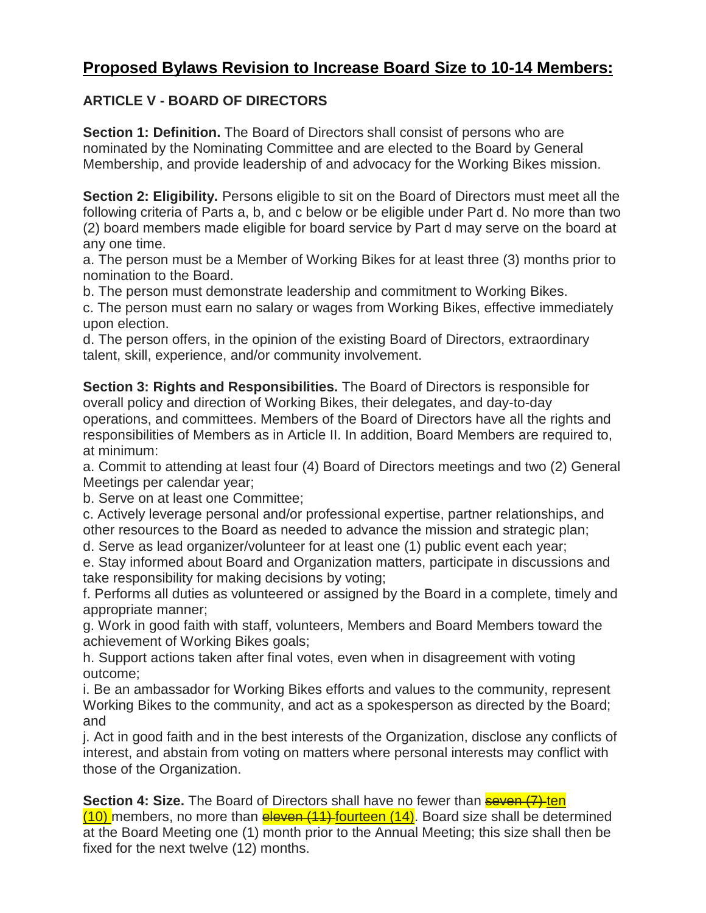# Proposed Bylaws Revision to Increase Board Size to 10-14 Members:

## ARTICLE V - BOARD OF DIRECTORS

**Section 1: Definition.** The Board of Directors shall consist of persons who are nominated by the Nominating Committee and are elected to the Board by General Membership, and provide leadership of and advocacy for the Working Bikes mission.

**Section 2: Eligibility.** Persons eligible to sit on the Board of Directors must meet all the following criteria of Parts a, b, and c below or be eligible under Part d. No more than two (2) board members made eligible for board service by Part d may serve on the board at any one time.

a. The person must be a Member of Working Bikes for at least three (3) months prior to nomination to the Board.
b. The person must demonstrate leadership and commitment to Working Bikes.
c. The person must earn no salary or wages from Working Bikes, effective immediately upon election.
d. The person offers, in the opinion of the existing Board of Directors, extraordinary talent, skill, experience, and/or community involvement.

**Section 3: Rights and Responsibilities.** The Board of Directors is responsible for overall policy and direction of Working Bikes, their delegates, and day-to-day operations, and committees. Members of the Board of Directors have all the rights and responsibilities of Members as in Article II. In addition, Board Members are required to, at minimum:

a. Commit to attending at least four (4) Board of Directors meetings and two (2) General Meetings per calendar year;
b. Serve on at least one Committee;
c. Actively leverage personal and/or professional expertise, partner relationships, and other resources to the Board as needed to advance the mission and strategic plan;
d. Serve as lead organizer/volunteer for at least one (1) public event each year;
e. Stay informed about Board and Organization matters, participate in discussions and take responsibility for making decisions by voting;
f. Performs all duties as volunteered or assigned by the Board in a complete, timely and appropriate manner;
g. Work in good faith with staff, volunteers, Members and Board Members toward the achievement of Working Bikes goals;
h. Support actions taken after final votes, even when in disagreement with voting outcome;
i. Be an ambassador for Working Bikes efforts and values to the community, represent Working Bikes to the community, and act as a spokesperson as directed by the Board; and
j. Act in good faith and in the best interests of the Organization, disclose any conflicts of interest, and abstain from voting on matters where personal interests may conflict with those of the Organization.

**Section 4: Size.** The Board of Directors shall have no fewer than ~~seven (7)~~ ten (10) members, no more than ~~eleven (11)~~ fourteen (14). Board size shall be determined at the Board Meeting one (1) month prior to the Annual Meeting; this size shall then be fixed for the next twelve (12) months.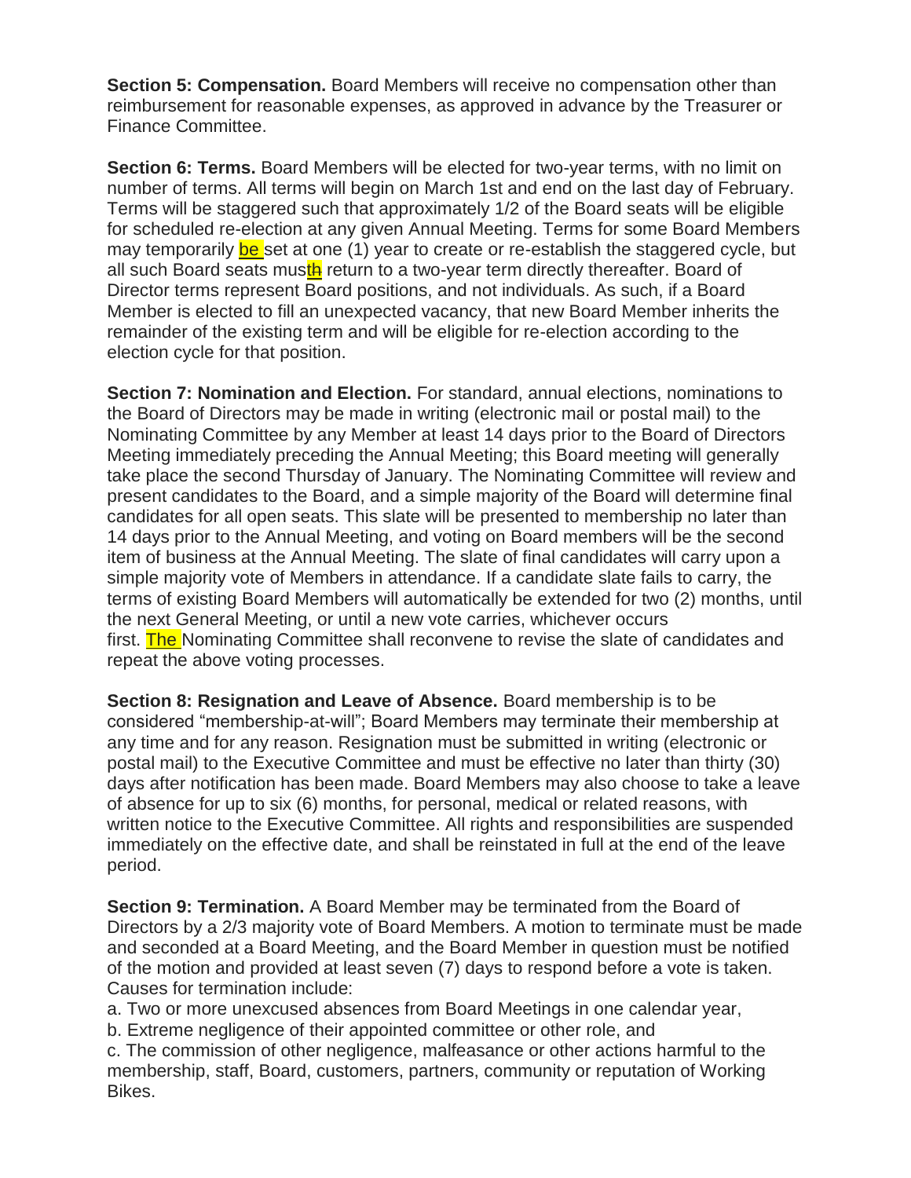**Section 5: Compensation.** Board Members will receive no compensation other than reimbursement for reasonable expenses, as approved in advance by the Treasurer or Finance Committee.

**Section 6: Terms.** Board Members will be elected for two-year terms, with no limit on number of terms. All terms will begin on March 1st and end on the last day of February. Terms will be staggered such that approximately 1/2 of the Board seats will be eligible for scheduled re-election at any given Annual Meeting. Terms for some Board Members may temporarily be set at one (1) year to create or re-establish the staggered cycle, but all such Board seats musth return to a two-year term directly thereafter. Board of Director terms represent Board positions, and not individuals. As such, if a Board Member is elected to fill an unexpected vacancy, that new Board Member inherits the remainder of the existing term and will be eligible for re-election according to the election cycle for that position.

**Section 7: Nomination and Election.** For standard, annual elections, nominations to the Board of Directors may be made in writing (electronic mail or postal mail) to the Nominating Committee by any Member at least 14 days prior to the Board of Directors Meeting immediately preceding the Annual Meeting; this Board meeting will generally take place the second Thursday of January. The Nominating Committee will review and present candidates to the Board, and a simple majority of the Board will determine final candidates for all open seats. This slate will be presented to membership no later than 14 days prior to the Annual Meeting, and voting on Board members will be the second item of business at the Annual Meeting. The slate of final candidates will carry upon a simple majority vote of Members in attendance. If a candidate slate fails to carry, the terms of existing Board Members will automatically be extended for two (2) months, until the next General Meeting, or until a new vote carries, whichever occurs first. The Nominating Committee shall reconvene to revise the slate of candidates and repeat the above voting processes.

**Section 8: Resignation and Leave of Absence.** Board membership is to be considered "membership-at-will"; Board Members may terminate their membership at any time and for any reason. Resignation must be submitted in writing (electronic or postal mail) to the Executive Committee and must be effective no later than thirty (30) days after notification has been made. Board Members may also choose to take a leave of absence for up to six (6) months, for personal, medical or related reasons, with written notice to the Executive Committee. All rights and responsibilities are suspended immediately on the effective date, and shall be reinstated in full at the end of the leave period.

**Section 9: Termination.** A Board Member may be terminated from the Board of Directors by a 2/3 majority vote of Board Members. A motion to terminate must be made and seconded at a Board Meeting, and the Board Member in question must be notified of the motion and provided at least seven (7) days to respond before a vote is taken. Causes for termination include:

a. Two or more unexcused absences from Board Meetings in one calendar year,
b. Extreme negligence of their appointed committee or other role, and
c. The commission of other negligence, malfeasance or other actions harmful to the membership, staff, Board, customers, partners, community or reputation of Working Bikes.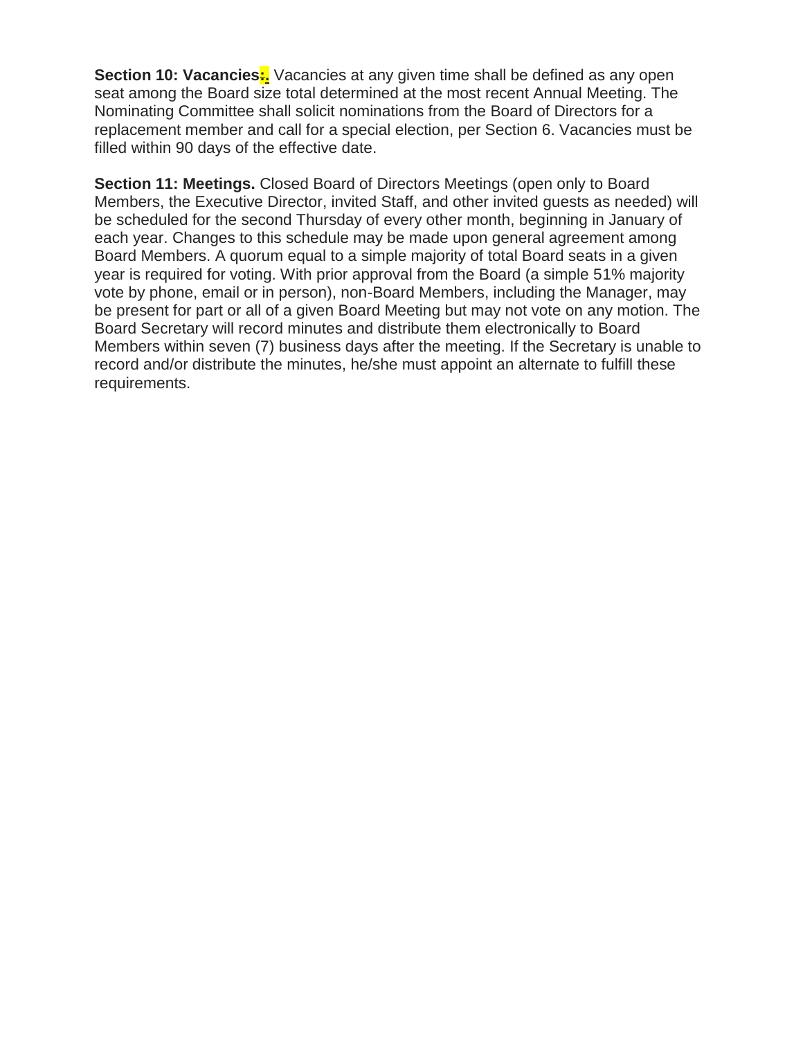**Section 10: Vacancies:.** Vacancies at any given time shall be defined as any open seat among the Board size total determined at the most recent Annual Meeting. The Nominating Committee shall solicit nominations from the Board of Directors for a replacement member and call for a special election, per Section 6. Vacancies must be filled within 90 days of the effective date.

**Section 11: Meetings.** Closed Board of Directors Meetings (open only to Board Members, the Executive Director, invited Staff, and other invited guests as needed) will be scheduled for the second Thursday of every other month, beginning in January of each year. Changes to this schedule may be made upon general agreement among Board Members. A quorum equal to a simple majority of total Board seats in a given year is required for voting. With prior approval from the Board (a simple 51% majority vote by phone, email or in person), non-Board Members, including the Manager, may be present for part or all of a given Board Meeting but may not vote on any motion. The Board Secretary will record minutes and distribute them electronically to Board Members within seven (7) business days after the meeting. If the Secretary is unable to record and/or distribute the minutes, he/she must appoint an alternate to fulfill these requirements.